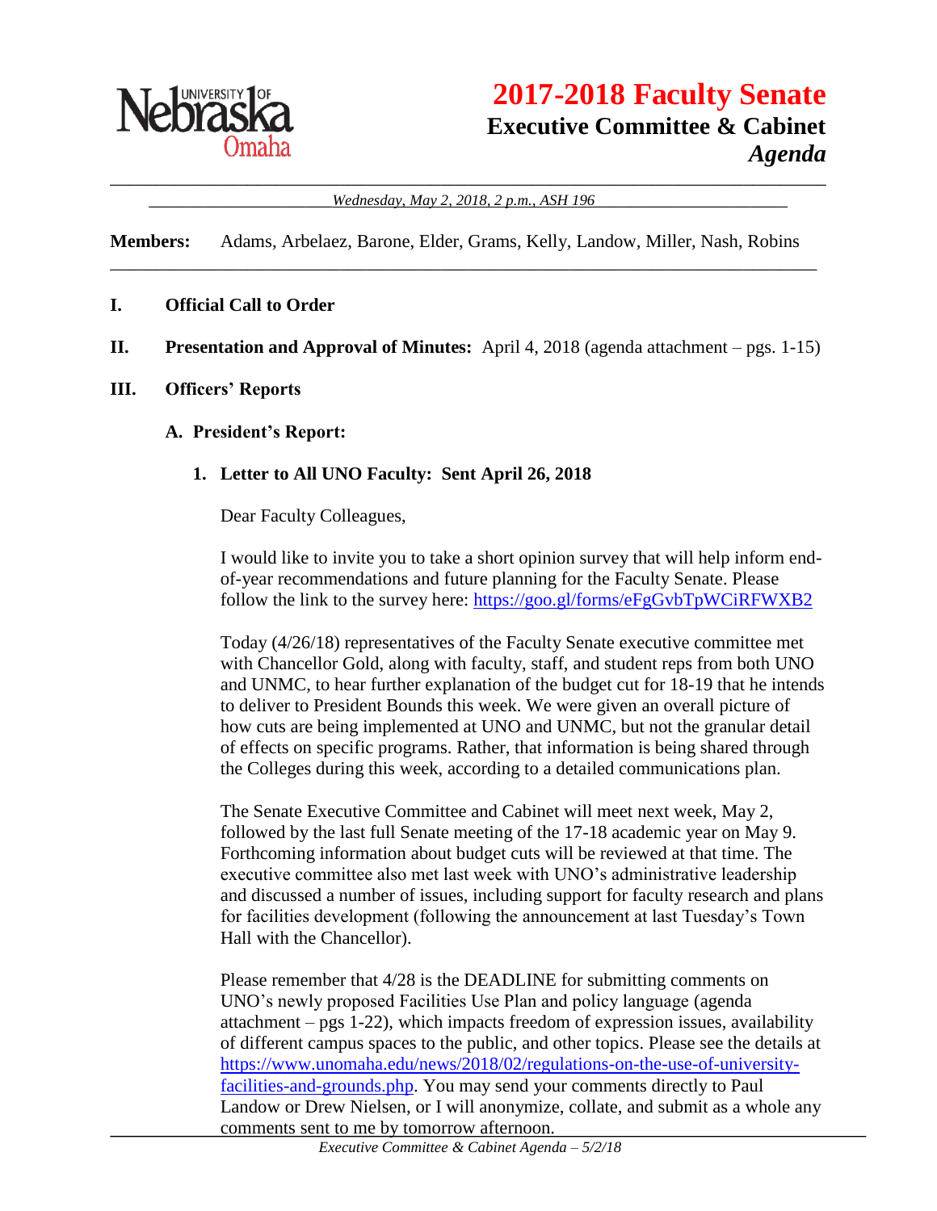# 2017-2018 Faculty Senate

## Executive Committee & Cabinet

## *Agenda*

*Wednesday, May 2, 2018, 2 p.m., ASH 196*

**Members:** Adams, Arbelaez, Barone, Elder, Grams, Kelly, Landow, Miller, Nash, Robins

**I. Official Call to Order**

**II. Presentation and Approval of Minutes:** April 4, 2018 (agenda attachment – pgs. 1-15)

**III. Officers' Reports**

**A. President's Report:**

**1. Letter to All UNO Faculty: Sent April 26, 2018**

Dear Faculty Colleagues,

I would like to invite you to take a short opinion survey that will help inform end-of-year recommendations and future planning for the Faculty Senate. Please follow the link to the survey here: https://goo.gl/forms/eFgGvbTpWCiRFWXB2

Today (4/26/18) representatives of the Faculty Senate executive committee met with Chancellor Gold, along with faculty, staff, and student reps from both UNO and UNMC, to hear further explanation of the budget cut for 18-19 that he intends to deliver to President Bounds this week. We were given an overall picture of how cuts are being implemented at UNO and UNMC, but not the granular detail of effects on specific programs. Rather, that information is being shared through the Colleges during this week, according to a detailed communications plan.

The Senate Executive Committee and Cabinet will meet next week, May 2, followed by the last full Senate meeting of the 17-18 academic year on May 9. Forthcoming information about budget cuts will be reviewed at that time. The executive committee also met last week with UNO's administrative leadership and discussed a number of issues, including support for faculty research and plans for facilities development (following the announcement at last Tuesday's Town Hall with the Chancellor).

Please remember that 4/28 is the DEADLINE for submitting comments on UNO's newly proposed Facilities Use Plan and policy language (agenda attachment – pgs 1-22), which impacts freedom of expression issues, availability of different campus spaces to the public, and other topics. Please see the details at https://www.unomaha.edu/news/2018/02/regulations-on-the-use-of-university-facilities-and-grounds.php. You may send your comments directly to Paul Landow or Drew Nielsen, or I will anonymize, collate, and submit as a whole any comments sent to me by tomorrow afternoon.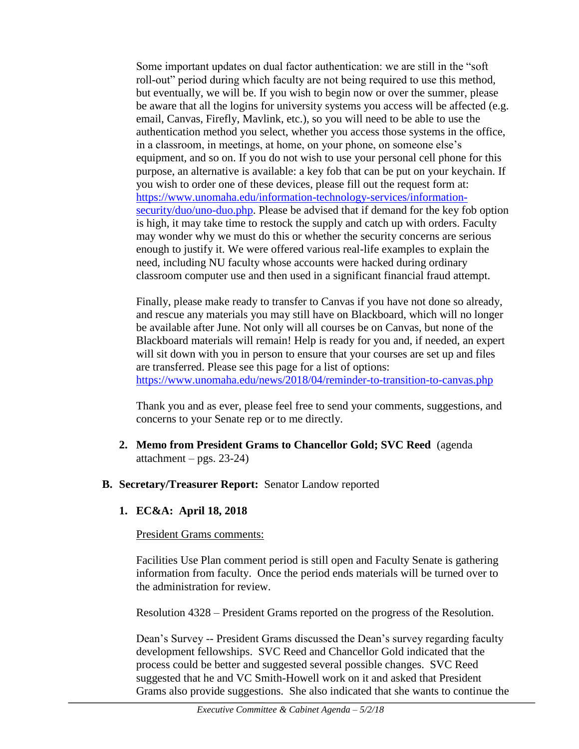Some important updates on dual factor authentication: we are still in the "soft roll-out" period during which faculty are not being required to use this method, but eventually, we will be. If you wish to begin now or over the summer, please be aware that all the logins for university systems you access will be affected (e.g. email, Canvas, Firefly, Mavlink, etc.), so you will need to be able to use the authentication method you select, whether you access those systems in the office, in a classroom, in meetings, at home, on your phone, on someone else's equipment, and so on. If you do not wish to use your personal cell phone for this purpose, an alternative is available: a key fob that can be put on your keychain. If you wish to order one of these devices, please fill out the request form at: [https://www.unomaha.edu/information-technology-services/information-security/duo/uno-duo.php](https://www.unomaha.edu/information-technology-services/information-security/duo/uno-duo.php). Please be advised that if demand for the key fob option is high, it may take time to restock the supply and catch up with orders. Faculty may wonder why we must do this or whether the security concerns are serious enough to justify it. We were offered various real-life examples to explain the need, including NU faculty whose accounts were hacked during ordinary classroom computer use and then used in a significant financial fraud attempt.

Finally, please make ready to transfer to Canvas if you have not done so already, and rescue any materials you may still have on Blackboard, which will no longer be available after June. Not only will all courses be on Canvas, but none of the Blackboard materials will remain! Help is ready for you and, if needed, an expert will sit down with you in person to ensure that your courses are set up and files are transferred. Please see this page for a list of options: [https://www.unomaha.edu/news/2018/04/reminder-to-transition-to-canvas.php](https://www.unomaha.edu/news/2018/04/reminder-to-transition-to-canvas.php)

Thank you and as ever, please feel free to send your comments, suggestions, and concerns to your Senate rep or to me directly.

2. **Memo from President Grams to Chancellor Gold; SVC Reed** (agenda attachment – pgs. 23-24)

**B. Secretary/Treasurer Report:** Senator Landow reported

**1. EC&A: April 18, 2018**

President Grams comments:

Facilities Use Plan comment period is still open and Faculty Senate is gathering information from faculty. Once the period ends materials will be turned over to the administration for review.

Resolution 4328 – President Grams reported on the progress of the Resolution.

Dean's Survey -- President Grams discussed the Dean's survey regarding faculty development fellowships. SVC Reed and Chancellor Gold indicated that the process could be better and suggested several possible changes. SVC Reed suggested that he and VC Smith-Howell work on it and asked that President Grams also provide suggestions. She also indicated that she wants to continue the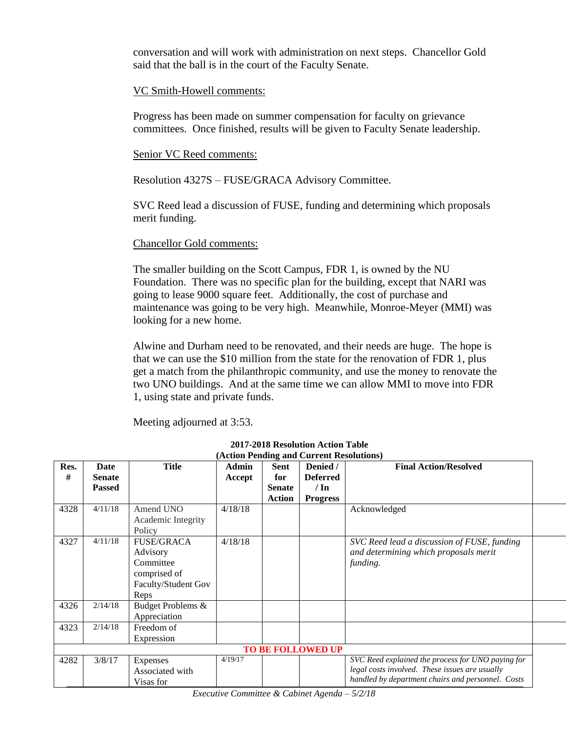conversation and will work with administration on next steps. Chancellor Gold said that the ball is in the court of the Faculty Senate.

VC Smith-Howell comments:

Progress has been made on summer compensation for faculty on grievance committees. Once finished, results will be given to Faculty Senate leadership.

Senior VC Reed comments:

Resolution 4327S – FUSE/GRACA Advisory Committee.

SVC Reed lead a discussion of FUSE, funding and determining which proposals merit funding.

Chancellor Gold comments:

The smaller building on the Scott Campus, FDR 1, is owned by the NU Foundation. There was no specific plan for the building, except that NARI was going to lease 9000 square feet. Additionally, the cost of purchase and maintenance was going to be very high. Meanwhile, Monroe-Meyer (MMI) was looking for a new home.

Alwine and Durham need to be renovated, and their needs are huge. The hope is that we can use the $10 million from the state for the renovation of FDR 1, plus get a match from the philanthropic community, and use the money to renovate the two UNO buildings. And at the same time we can allow MMI to move into FDR 1, using state and private funds.

Meeting adjourned at 3:53.

**2017-2018 Resolution Action Table**
**(Action Pending and Current Resolutions)**

| Res. # | Date Senate Passed | Title | Admin Accept | Sent for Senate Action | Denied / Deferred / In Progress | Final Action/Resolved |
|---|---|---|---|---|---|---|
| 4328 | 4/11/18 | Amend UNO Academic Integrity Policy | 4/18/18 | | | Acknowledged |
| 4327 | 4/11/18 | FUSE/GRACA Advisory Committee comprised of Faculty/Student Gov Reps | 4/18/18 | | | *SVC Reed lead a discussion of FUSE, funding and determining which proposals merit funding.* |
| 4326 | 2/14/18 | Budget Problems & Appreciation | | | | |
| 4323 | 2/14/18 | Freedom of Expression | | | | |
| **TO BE FOLLOWED UP** | | | | | | |
| 4282 | 3/8/17 | Expenses Associated with Visas for | 4/19/17 | | | *SVC Reed explained the process for UNO paying for legal costs involved. These issues are usually handled by department chairs and personnel. Costs* |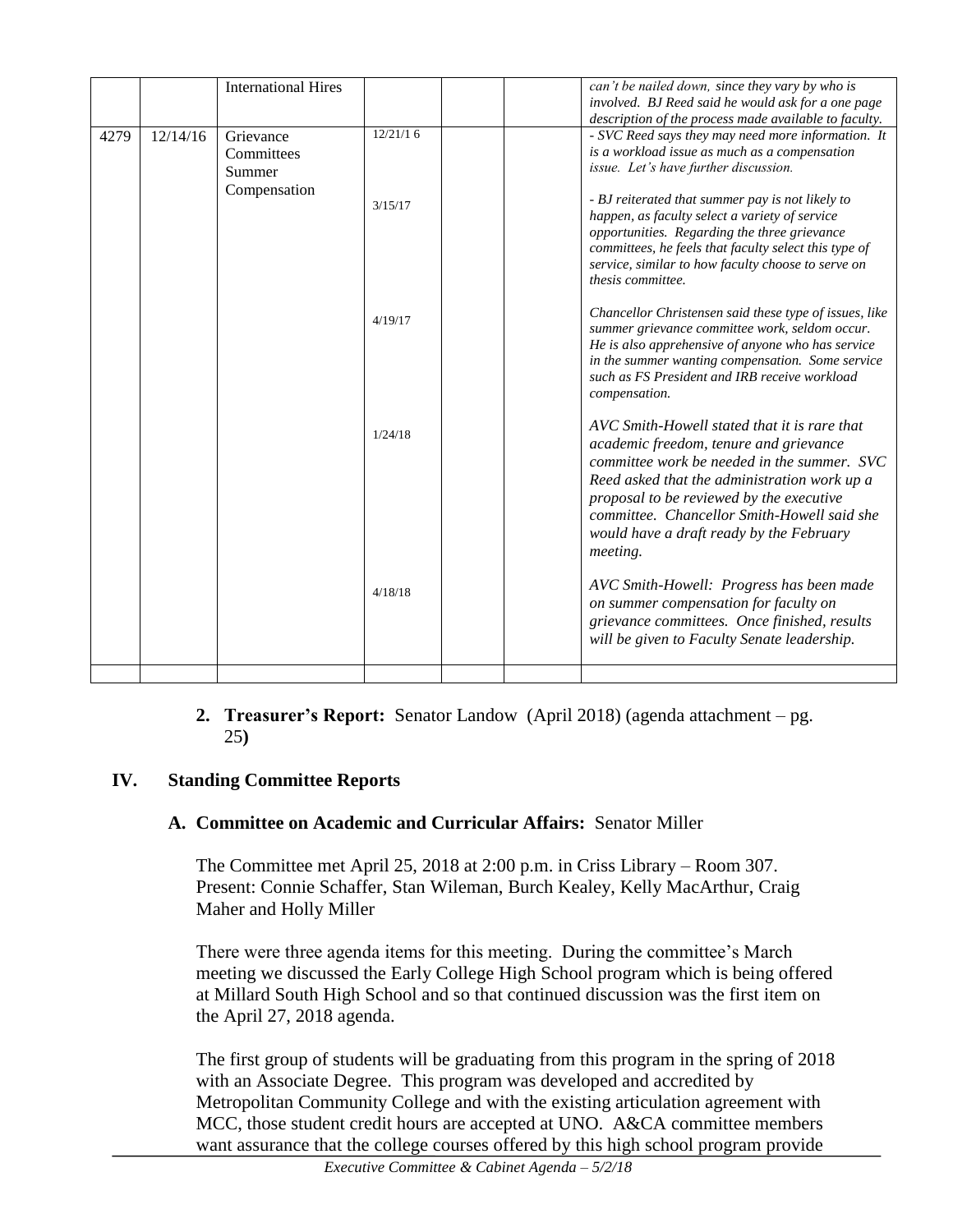| | | International Hires | | | | *can't be nailed down, since they vary by who is involved. BJ Reed said he would ask for a one page description of the process made available to faculty.* |
|---|---|---|---|---|---|---|
| 4279 | 12/14/16 | Grievance Committees Summer Compensation | 12/21/1 6<br><br>3/15/17<br><br>4/19/17<br><br>1/24/18<br><br>4/18/18 | | | *- SVC Reed says they may need more information. It is a workload issue as much as a compensation issue. Let's have further discussion.*<br><br>*- BJ reiterated that summer pay is not likely to happen, as faculty select a variety of service opportunities. Regarding the three grievance committees, he feels that faculty select this type of service, similar to how faculty choose to serve on thesis committee.*<br><br>*Chancellor Christensen said these type of issues, like summer grievance committee work, seldom occur. He is also apprehensive of anyone who has service in the summer wanting compensation. Some service such as FS President and IRB receive workload compensation.*<br><br>*AVC Smith-Howell stated that it is rare that academic freedom, tenure and grievance committee work be needed in the summer. SVC Reed asked that the administration work up a proposal to be reviewed by the executive committee. Chancellor Smith-Howell said she would have a draft ready by the February meeting.*<br><br>*AVC Smith-Howell: Progress has been made on summer compensation for faculty on grievance committees. Once finished, results will be given to Faculty Senate leadership.* |
| | | | | | | |

2. **Treasurer's Report:** Senator Landow (April 2018) (agenda attachment – pg. 25**)**

## IV. Standing Committee Reports

### A. Committee on Academic and Curricular Affairs: Senator Miller

The Committee met April 25, 2018 at 2:00 p.m. in Criss Library – Room 307. Present: Connie Schaffer, Stan Wileman, Burch Kealey, Kelly MacArthur, Craig Maher and Holly Miller

There were three agenda items for this meeting. During the committee's March meeting we discussed the Early College High School program which is being offered at Millard South High School and so that continued discussion was the first item on the April 27, 2018 agenda.

The first group of students will be graduating from this program in the spring of 2018 with an Associate Degree. This program was developed and accredited by Metropolitan Community College and with the existing articulation agreement with MCC, those student credit hours are accepted at UNO. A&CA committee members want assurance that the college courses offered by this high school program provide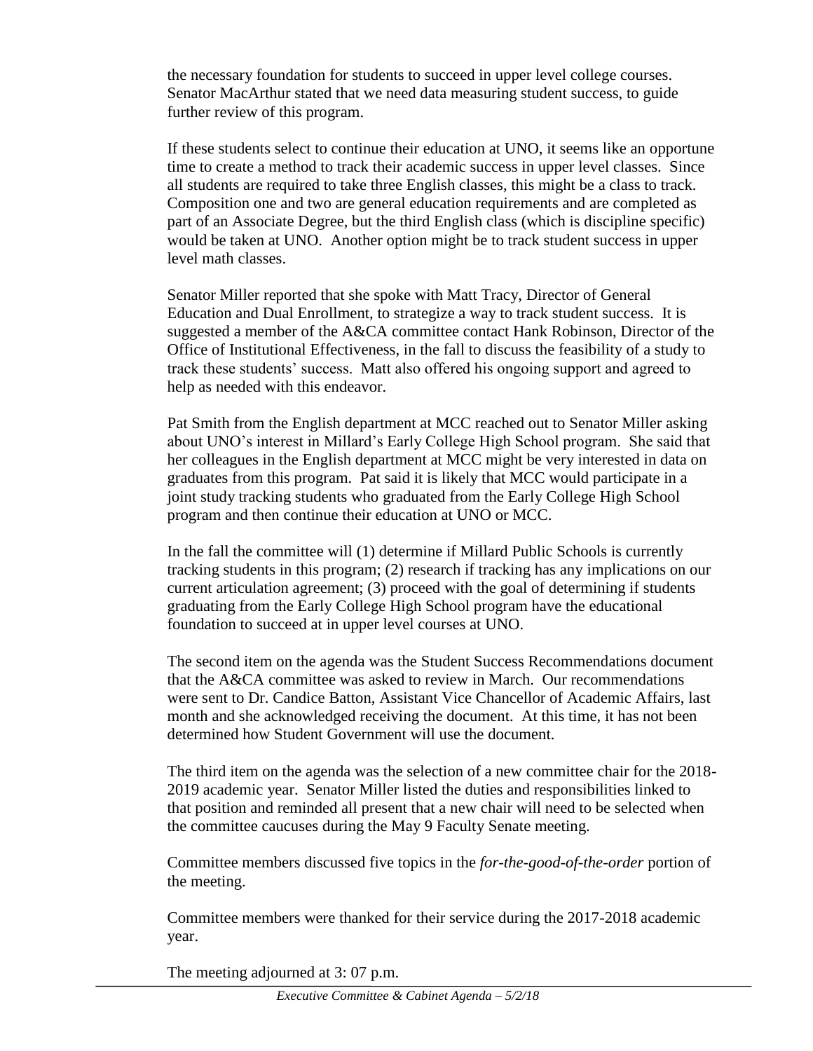the necessary foundation for students to succeed in upper level college courses. Senator MacArthur stated that we need data measuring student success, to guide further review of this program.

If these students select to continue their education at UNO, it seems like an opportune time to create a method to track their academic success in upper level classes. Since all students are required to take three English classes, this might be a class to track. Composition one and two are general education requirements and are completed as part of an Associate Degree, but the third English class (which is discipline specific) would be taken at UNO. Another option might be to track student success in upper level math classes.

Senator Miller reported that she spoke with Matt Tracy, Director of General Education and Dual Enrollment, to strategize a way to track student success. It is suggested a member of the A&CA committee contact Hank Robinson, Director of the Office of Institutional Effectiveness, in the fall to discuss the feasibility of a study to track these students' success. Matt also offered his ongoing support and agreed to help as needed with this endeavor.

Pat Smith from the English department at MCC reached out to Senator Miller asking about UNO's interest in Millard's Early College High School program. She said that her colleagues in the English department at MCC might be very interested in data on graduates from this program. Pat said it is likely that MCC would participate in a joint study tracking students who graduated from the Early College High School program and then continue their education at UNO or MCC.

In the fall the committee will (1) determine if Millard Public Schools is currently tracking students in this program; (2) research if tracking has any implications on our current articulation agreement; (3) proceed with the goal of determining if students graduating from the Early College High School program have the educational foundation to succeed at in upper level courses at UNO.

The second item on the agenda was the Student Success Recommendations document that the A&CA committee was asked to review in March. Our recommendations were sent to Dr. Candice Batton, Assistant Vice Chancellor of Academic Affairs, last month and she acknowledged receiving the document. At this time, it has not been determined how Student Government will use the document.

The third item on the agenda was the selection of a new committee chair for the 2018-2019 academic year. Senator Miller listed the duties and responsibilities linked to that position and reminded all present that a new chair will need to be selected when the committee caucuses during the May 9 Faculty Senate meeting.

Committee members discussed five topics in the *for-the-good-of-the-order* portion of the meeting.

Committee members were thanked for their service during the 2017-2018 academic year.

The meeting adjourned at 3: 07 p.m.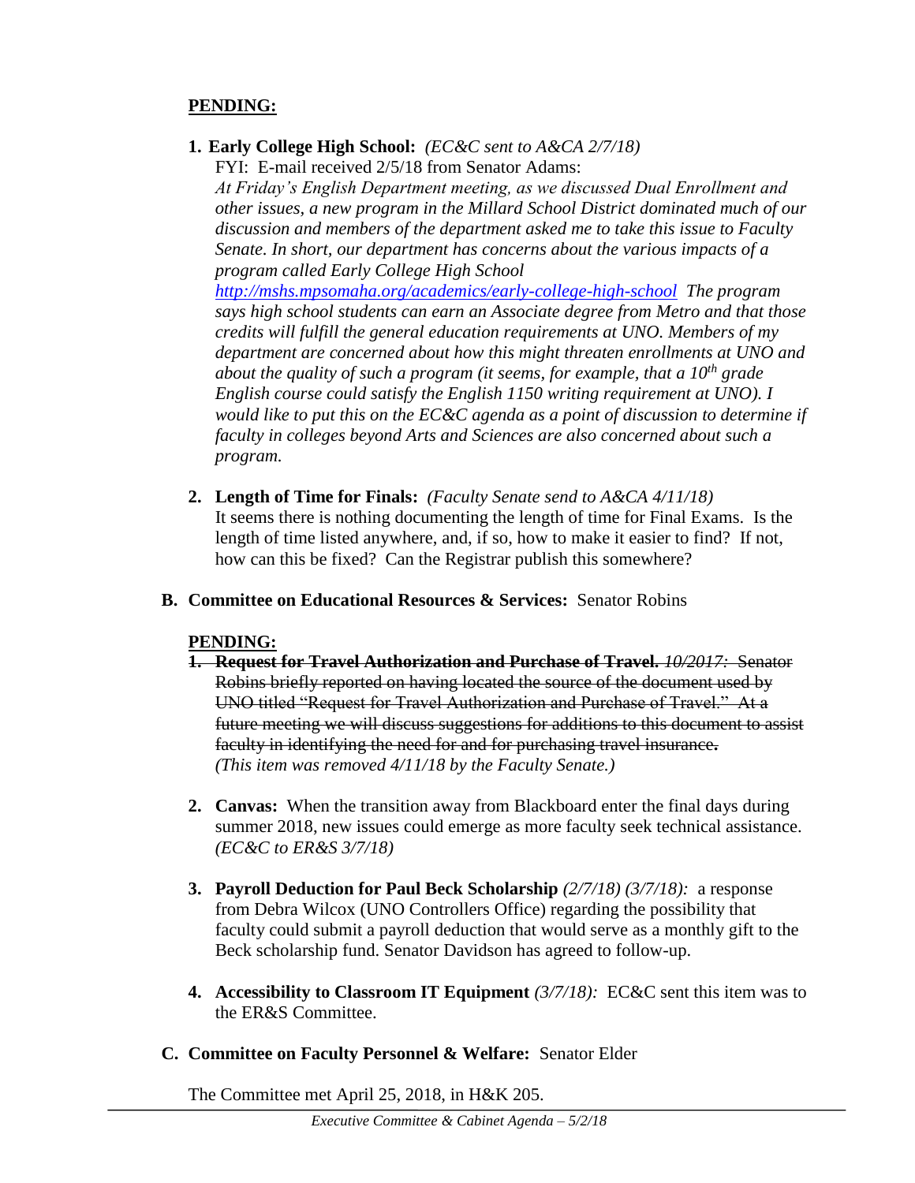**PENDING:**

1. **Early College High School:** *(EC&C sent to A&CA 2/7/18)*
   FYI: E-mail received 2/5/18 from Senator Adams:
   *At Friday's English Department meeting, as we discussed Dual Enrollment and other issues, a new program in the Millard School District dominated much of our discussion and members of the department asked me to take this issue to Faculty Senate. In short, our department has concerns about the various impacts of a program called Early College High School [http://mshs.mpsomaha.org/academics/early-college-high-school](http://mshs.mpsomaha.org/academics/early-college-high-school) The program says high school students can earn an Associate degree from Metro and that those credits will fulfill the general education requirements at UNO. Members of my department are concerned about how this might threaten enrollments at UNO and about the quality of such a program (it seems, for example, that a 10th grade English course could satisfy the English 1150 writing requirement at UNO). I would like to put this on the EC&C agenda as a point of discussion to determine if faculty in colleges beyond Arts and Sciences are also concerned about such a program.*

2. **Length of Time for Finals:** *(Faculty Senate send to A&CA 4/11/18)*
   It seems there is nothing documenting the length of time for Final Exams. Is the length of time listed anywhere, and, if so, how to make it easier to find? If not, how can this be fixed? Can the Registrar publish this somewhere?

**B. Committee on Educational Resources & Services:** Senator Robins

**PENDING:**

1. ~~**Request for Travel Authorization and Purchase of Travel.** *10/2017:* Senator Robins briefly reported on having located the source of the document used by UNO titled "Request for Travel Authorization and Purchase of Travel." At a future meeting we will discuss suggestions for additions to this document to assist faculty in identifying the need for and for purchasing travel insurance.~~
   *(This item was removed 4/11/18 by the Faculty Senate.)*

2. **Canvas:** When the transition away from Blackboard enter the final days during summer 2018, new issues could emerge as more faculty seek technical assistance. *(EC&C to ER&S 3/7/18)*

3. **Payroll Deduction for Paul Beck Scholarship** *(2/7/18) (3/7/18):* a response from Debra Wilcox (UNO Controllers Office) regarding the possibility that faculty could submit a payroll deduction that would serve as a monthly gift to the Beck scholarship fund. Senator Davidson has agreed to follow-up.

4. **Accessibility to Classroom IT Equipment** *(3/7/18):* EC&C sent this item was to the ER&S Committee.

**C. Committee on Faculty Personnel & Welfare:** Senator Elder

The Committee met April 25, 2018, in H&K 205.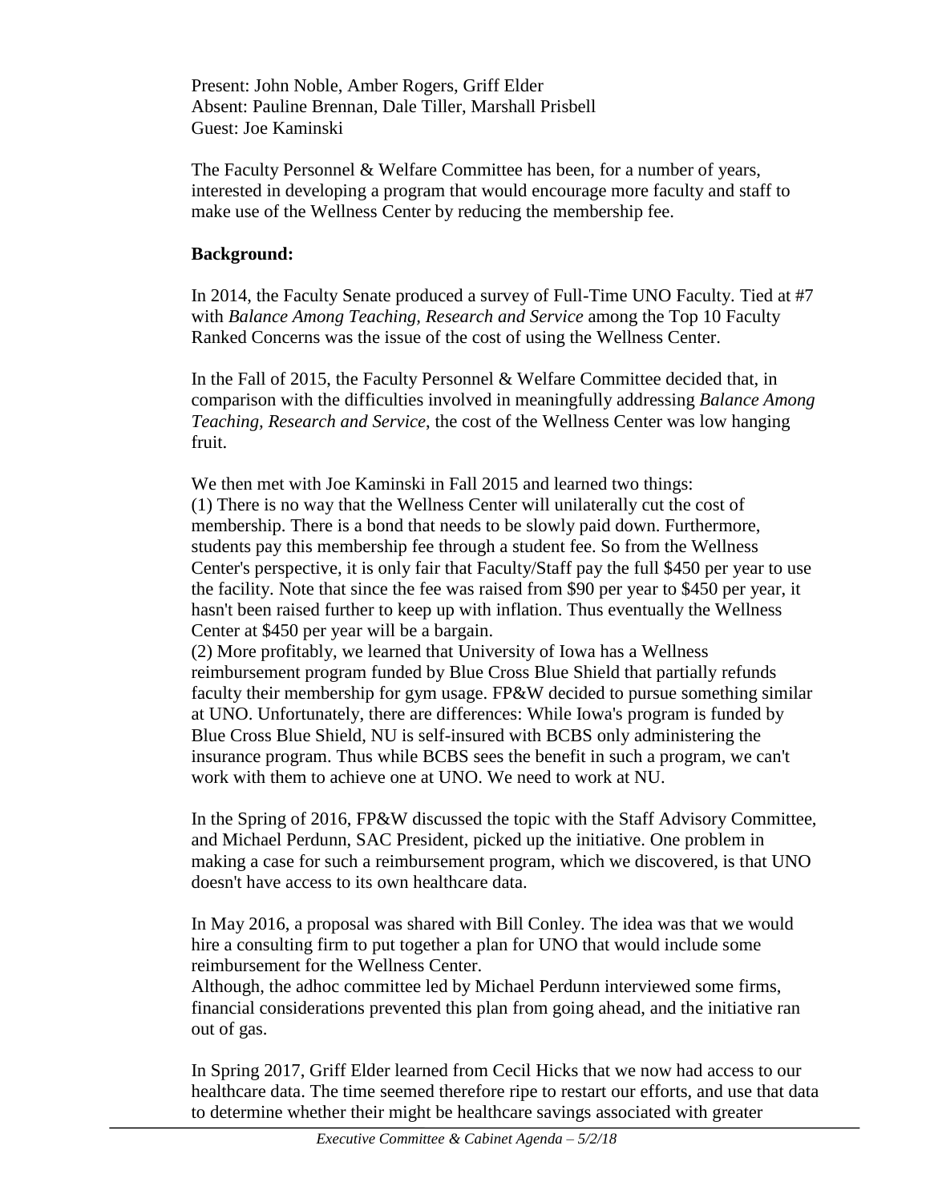Present: John Noble, Amber Rogers, Griff Elder
Absent: Pauline Brennan, Dale Tiller, Marshall Prisbell
Guest: Joe Kaminski

The Faculty Personnel & Welfare Committee has been, for a number of years, interested in developing a program that would encourage more faculty and staff to make use of the Wellness Center by reducing the membership fee.

**Background:**

In 2014, the Faculty Senate produced a survey of Full-Time UNO Faculty. Tied at #7 with *Balance Among Teaching, Research and Service* among the Top 10 Faculty Ranked Concerns was the issue of the cost of using the Wellness Center.

In the Fall of 2015, the Faculty Personnel & Welfare Committee decided that, in comparison with the difficulties involved in meaningfully addressing *Balance Among Teaching, Research and Service*, the cost of the Wellness Center was low hanging fruit.

We then met with Joe Kaminski in Fall 2015 and learned two things:
(1) There is no way that the Wellness Center will unilaterally cut the cost of membership. There is a bond that needs to be slowly paid down. Furthermore, students pay this membership fee through a student fee. So from the Wellness Center's perspective, it is only fair that Faculty/Staff pay the full $450 per year to use the facility. Note that since the fee was raised from $90 per year to $450 per year, it hasn't been raised further to keep up with inflation. Thus eventually the Wellness Center at $450 per year will be a bargain.
(2) More profitably, we learned that University of Iowa has a Wellness reimbursement program funded by Blue Cross Blue Shield that partially refunds faculty their membership for gym usage. FP&W decided to pursue something similar at UNO. Unfortunately, there are differences: While Iowa's program is funded by Blue Cross Blue Shield, NU is self-insured with BCBS only administering the insurance program. Thus while BCBS sees the benefit in such a program, we can't work with them to achieve one at UNO. We need to work at NU.

In the Spring of 2016, FP&W discussed the topic with the Staff Advisory Committee, and Michael Perdunn, SAC President, picked up the initiative. One problem in making a case for such a reimbursement program, which we discovered, is that UNO doesn't have access to its own healthcare data.

In May 2016, a proposal was shared with Bill Conley. The idea was that we would hire a consulting firm to put together a plan for UNO that would include some reimbursement for the Wellness Center.
Although, the adhoc committee led by Michael Perdunn interviewed some firms, financial considerations prevented this plan from going ahead, and the initiative ran out of gas.

In Spring 2017, Griff Elder learned from Cecil Hicks that we now had access to our healthcare data. The time seemed therefore ripe to restart our efforts, and use that data to determine whether their might be healthcare savings associated with greater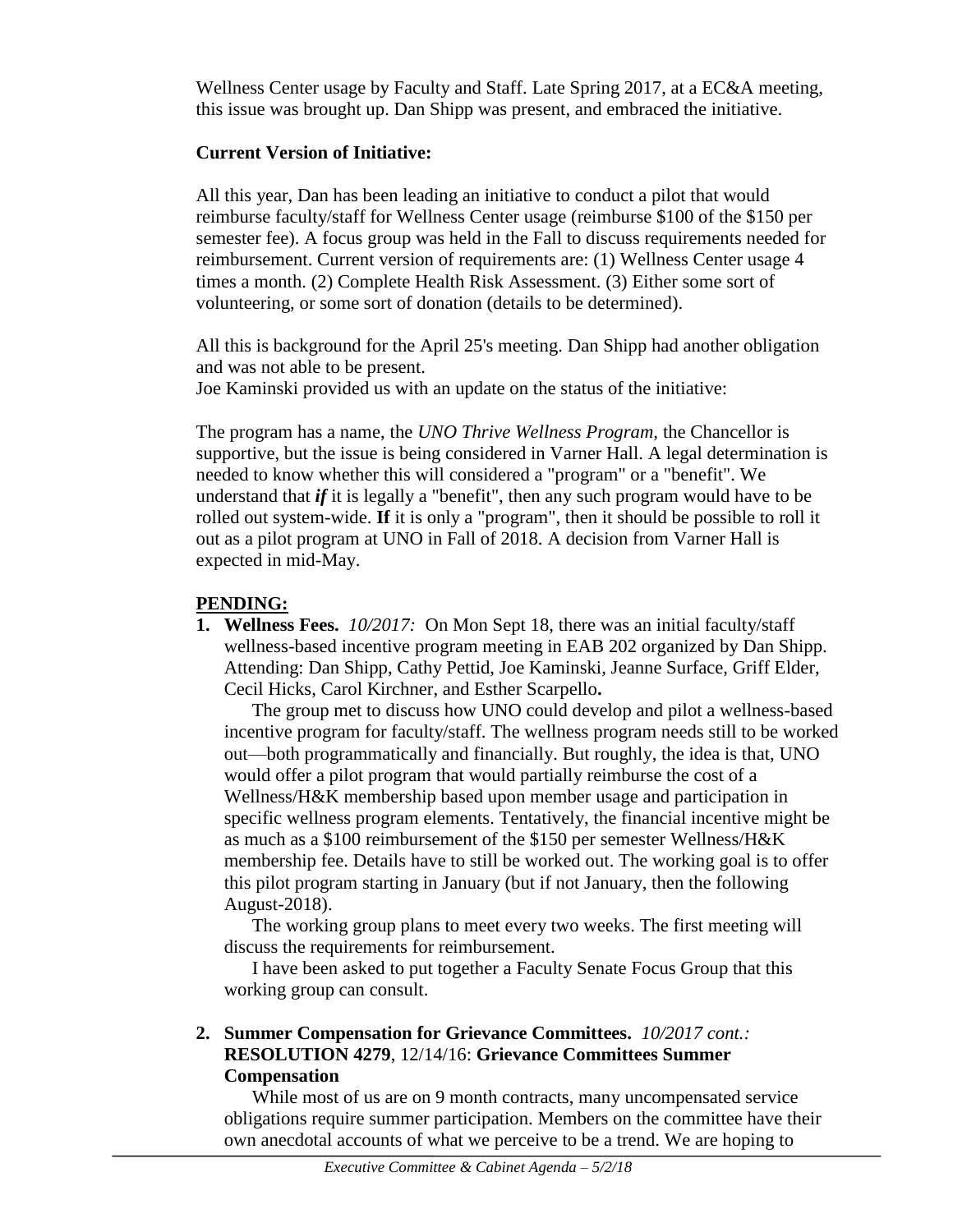Wellness Center usage by Faculty and Staff. Late Spring 2017, at a EC&A meeting, this issue was brought up. Dan Shipp was present, and embraced the initiative.

**Current Version of Initiative:**

All this year, Dan has been leading an initiative to conduct a pilot that would reimburse faculty/staff for Wellness Center usage (reimburse $100 of the $150 per semester fee). A focus group was held in the Fall to discuss requirements needed for reimbursement. Current version of requirements are: (1) Wellness Center usage 4 times a month. (2) Complete Health Risk Assessment. (3) Either some sort of volunteering, or some sort of donation (details to be determined).

All this is background for the April 25's meeting. Dan Shipp had another obligation and was not able to be present.
Joe Kaminski provided us with an update on the status of the initiative:

The program has a name, the *UNO Thrive Wellness Program*, the Chancellor is supportive, but the issue is being considered in Varner Hall. A legal determination is needed to know whether this will considered a "program" or a "benefit". We understand that ***if*** it is legally a "benefit", then any such program would have to be rolled out system-wide. **If** it is only a "program", then it should be possible to roll it out as a pilot program at UNO in Fall of 2018. A decision from Varner Hall is expected in mid-May.

## PENDING:

1. **Wellness Fees.** *10/2017:* On Mon Sept 18, there was an initial faculty/staff wellness-based incentive program meeting in EAB 202 organized by Dan Shipp. Attending: Dan Shipp, Cathy Pettid, Joe Kaminski, Jeanne Surface, Griff Elder, Cecil Hicks, Carol Kirchner, and Esther Scarpello**.**

   The group met to discuss how UNO could develop and pilot a wellness-based incentive program for faculty/staff. The wellness program needs still to be worked out—both programmatically and financially. But roughly, the idea is that, UNO would offer a pilot program that would partially reimburse the cost of a Wellness/H&K membership based upon member usage and participation in specific wellness program elements. Tentatively, the financial incentive might be as much as a $100 reimbursement of the $150 per semester Wellness/H&K membership fee. Details have to still be worked out. The working goal is to offer this pilot program starting in January (but if not January, then the following August-2018).

   The working group plans to meet every two weeks. The first meeting will discuss the requirements for reimbursement.

   I have been asked to put together a Faculty Senate Focus Group that this working group can consult.

2. **Summer Compensation for Grievance Committees.** *10/2017 cont.:* **RESOLUTION 4279**, 12/14/16: **Grievance Committees Summer Compensation**

   While most of us are on 9 month contracts, many uncompensated service obligations require summer participation. Members on the committee have their own anecdotal accounts of what we perceive to be a trend. We are hoping to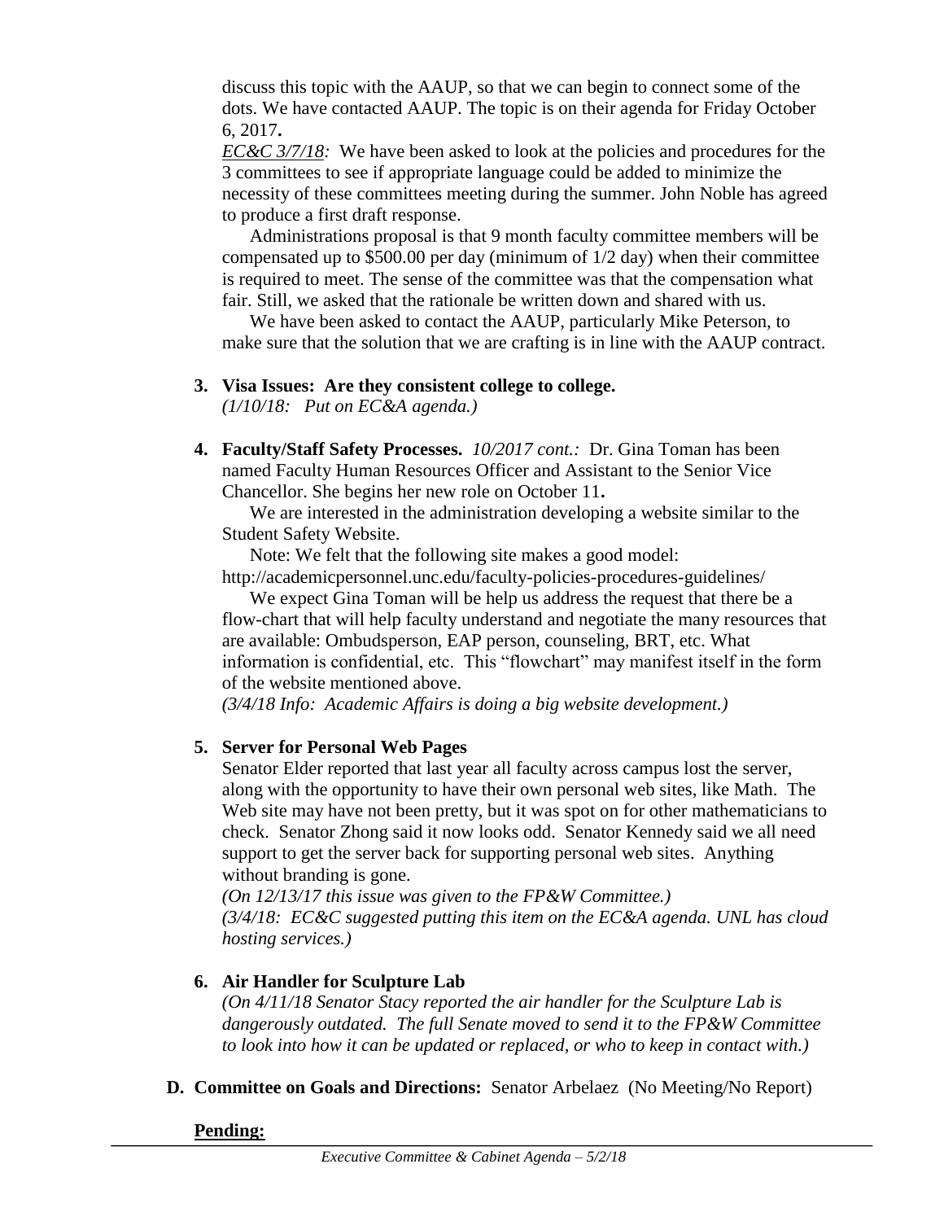discuss this topic with the AAUP, so that we can begin to connect some of the dots. We have contacted AAUP. The topic is on their agenda for Friday October 6, 2017**.**

*EC&C 3/7/18:* We have been asked to look at the policies and procedures for the 3 committees to see if appropriate language could be added to minimize the necessity of these committees meeting during the summer. John Noble has agreed to produce a first draft response.

Administrations proposal is that 9 month faculty committee members will be compensated up to $500.00 per day (minimum of 1/2 day) when their committee is required to meet. The sense of the committee was that the compensation what fair. Still, we asked that the rationale be written down and shared with us.

We have been asked to contact the AAUP, particularly Mike Peterson, to make sure that the solution that we are crafting is in line with the AAUP contract.

3. **Visa Issues: Are they consistent college to college.**
   *(1/10/18: Put on EC&A agenda.)*

4. **Faculty/Staff Safety Processes.** *10/2017 cont.:* Dr. Gina Toman has been named Faculty Human Resources Officer and Assistant to the Senior Vice Chancellor. She begins her new role on October 11**.**

   We are interested in the administration developing a website similar to the Student Safety Website.

   Note: We felt that the following site makes a good model: http://academicpersonnel.unc.edu/faculty-policies-procedures-guidelines/

   We expect Gina Toman will be help us address the request that there be a flow-chart that will help faculty understand and negotiate the many resources that are available: Ombudsperson, EAP person, counseling, BRT, etc. What information is confidential, etc. This "flowchart" may manifest itself in the form of the website mentioned above.

   *(3/4/18 Info: Academic Affairs is doing a big website development.)*

5. **Server for Personal Web Pages**

   Senator Elder reported that last year all faculty across campus lost the server, along with the opportunity to have their own personal web sites, like Math. The Web site may have not been pretty, but it was spot on for other mathematicians to check. Senator Zhong said it now looks odd. Senator Kennedy said we all need support to get the server back for supporting personal web sites. Anything without branding is gone.

   *(On 12/13/17 this issue was given to the FP&W Committee.)*

   *(3/4/18: EC&C suggested putting this item on the EC&A agenda. UNL has cloud hosting services.)*

6. **Air Handler for Sculpture Lab**

   *(On 4/11/18 Senator Stacy reported the air handler for the Sculpture Lab is dangerously outdated. The full Senate moved to send it to the FP&W Committee to look into how it can be updated or replaced, or who to keep in contact with.)*

**D. Committee on Goals and Directions:** Senator Arbelaez (No Meeting/No Report)

**Pending:**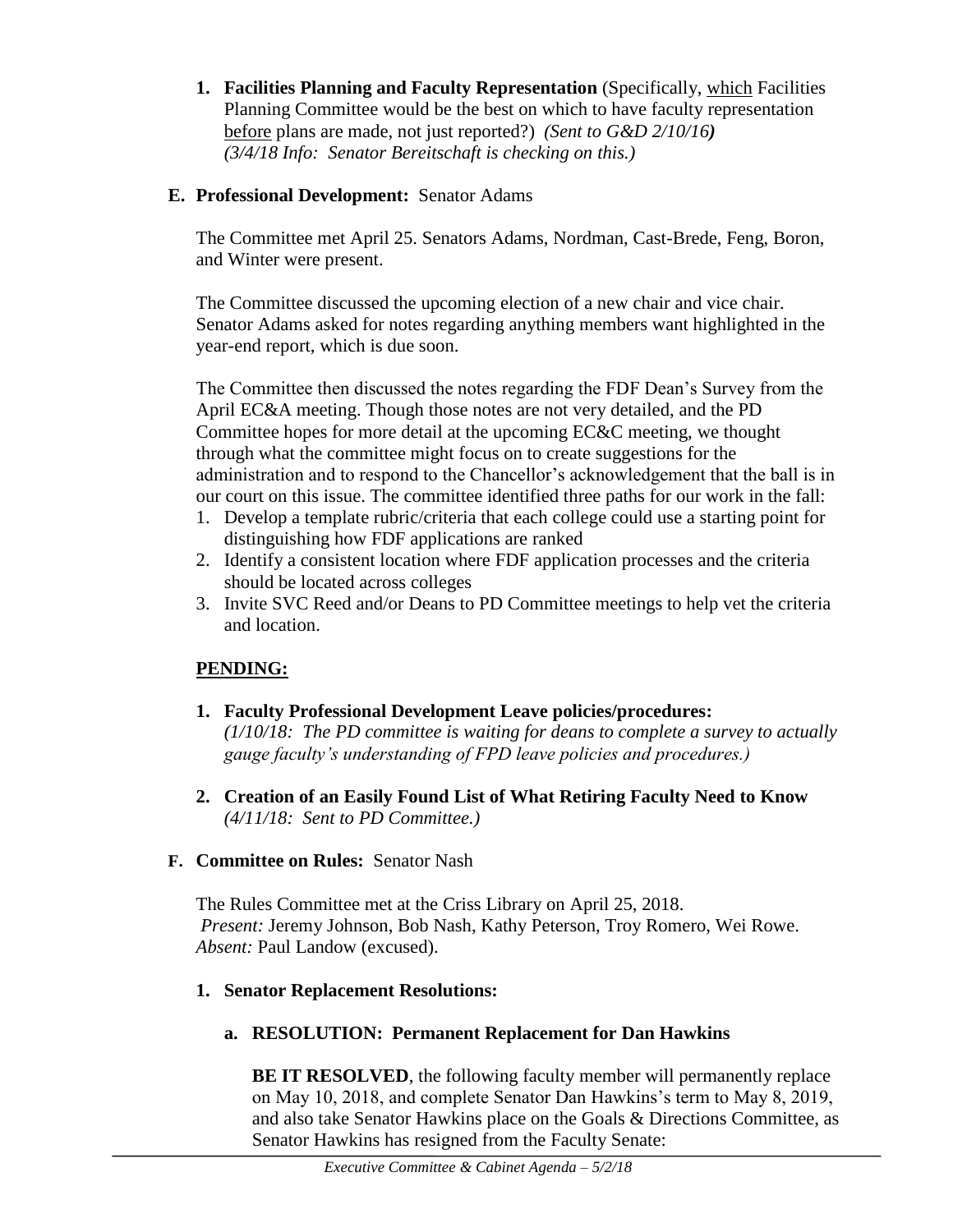1. **Facilities Planning and Faculty Representation** (Specifically, which Facilities Planning Committee would be the best on which to have faculty representation before plans are made, not just reported?) *(Sent to G&D 2/10/16)* *(3/4/18 Info: Senator Bereitschaft is checking on this.)*

**E. Professional Development:** Senator Adams

The Committee met April 25. Senators Adams, Nordman, Cast-Brede, Feng, Boron, and Winter were present.

The Committee discussed the upcoming election of a new chair and vice chair. Senator Adams asked for notes regarding anything members want highlighted in the year-end report, which is due soon.

The Committee then discussed the notes regarding the FDF Dean's Survey from the April EC&A meeting. Though those notes are not very detailed, and the PD Committee hopes for more detail at the upcoming EC&C meeting, we thought through what the committee might focus on to create suggestions for the administration and to respond to the Chancellor's acknowledgement that the ball is in our court on this issue. The committee identified three paths for our work in the fall:

1. Develop a template rubric/criteria that each college could use a starting point for distinguishing how FDF applications are ranked
2. Identify a consistent location where FDF application processes and the criteria should be located across colleges
3. Invite SVC Reed and/or Deans to PD Committee meetings to help vet the criteria and location.

**PENDING:**

1. **Faculty Professional Development Leave policies/procedures:** *(1/10/18: The PD committee is waiting for deans to complete a survey to actually gauge faculty's understanding of FPD leave policies and procedures.)*

2. **Creation of an Easily Found List of What Retiring Faculty Need to Know** *(4/11/18: Sent to PD Committee.)*

**F. Committee on Rules:** Senator Nash

The Rules Committee met at the Criss Library on April 25, 2018.
*Present:* Jeremy Johnson, Bob Nash, Kathy Peterson, Troy Romero, Wei Rowe.
*Absent:* Paul Landow (excused).

1. **Senator Replacement Resolutions:**

   a. **RESOLUTION: Permanent Replacement for Dan Hawkins**

   **BE IT RESOLVED**, the following faculty member will permanently replace on May 10, 2018, and complete Senator Dan Hawkins's term to May 8, 2019, and also take Senator Hawkins place on the Goals & Directions Committee, as Senator Hawkins has resigned from the Faculty Senate: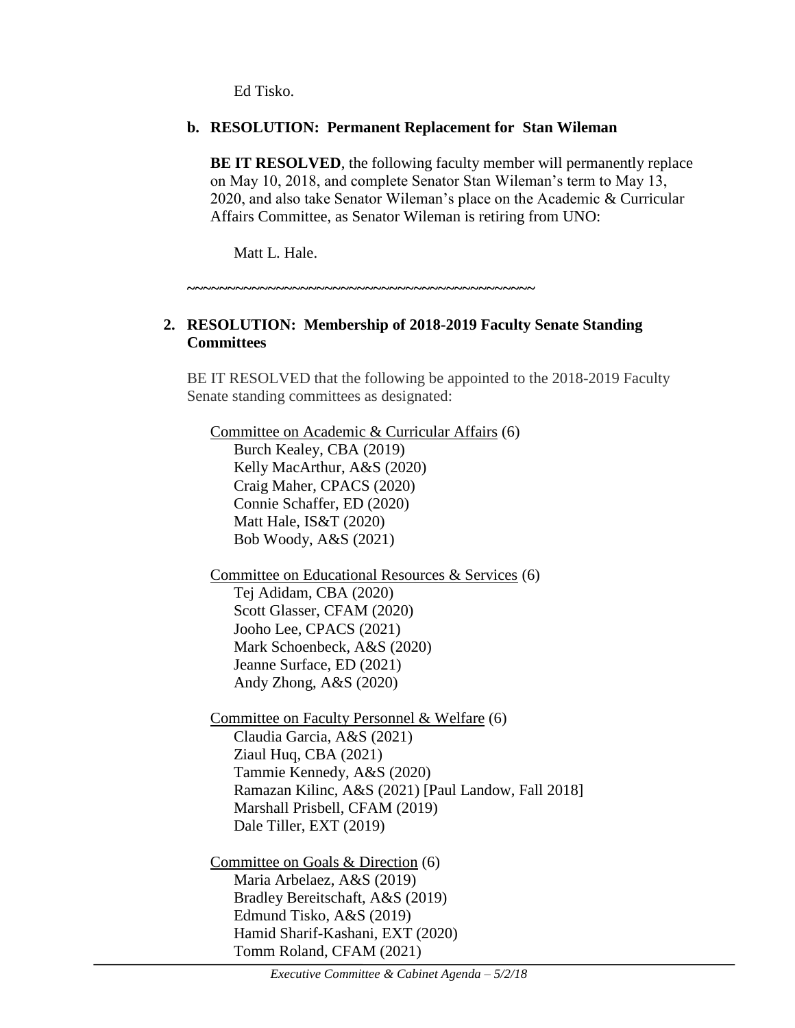Ed Tisko.

**b. RESOLUTION: Permanent Replacement for Stan Wileman**

**BE IT RESOLVED**, the following faculty member will permanently replace on May 10, 2018, and complete Senator Stan Wileman's term to May 13, 2020, and also take Senator Wileman's place on the Academic & Curricular Affairs Committee, as Senator Wileman is retiring from UNO:

Matt L. Hale.

~~~~~~~~~~~~~~~~~~~~~~~~~~~~~~~~~~~~~~~~~~~~~~

**2. RESOLUTION: Membership of 2018-2019 Faculty Senate Standing Committees**

BE IT RESOLVED that the following be appointed to the 2018-2019 Faculty Senate standing committees as designated:

<u>Committee on Academic & Curricular Affairs</u> (6)
- Burch Kealey, CBA (2019)
- Kelly MacArthur, A&S (2020)
- Craig Maher, CPACS (2020)
- Connie Schaffer, ED (2020)
- Matt Hale, IS&T (2020)
- Bob Woody, A&S (2021)

<u>Committee on Educational Resources & Services</u> (6)
- Tej Adidam, CBA (2020)
- Scott Glasser, CFAM (2020)
- Jooho Lee, CPACS (2021)
- Mark Schoenbeck, A&S (2020)
- Jeanne Surface, ED (2021)
- Andy Zhong, A&S (2020)

<u>Committee on Faculty Personnel & Welfare</u> (6)
- Claudia Garcia, A&S (2021)
- Ziaul Huq, CBA (2021)
- Tammie Kennedy, A&S (2020)
- Ramazan Kilinc, A&S (2021) [Paul Landow, Fall 2018]
- Marshall Prisbell, CFAM (2019)
- Dale Tiller, EXT (2019)

<u>Committee on Goals & Direction</u> (6)
- Maria Arbelaez, A&S (2019)
- Bradley Bereitschaft, A&S (2019)
- Edmund Tisko, A&S (2019)
- Hamid Sharif-Kashani, EXT (2020)
- Tomm Roland, CFAM (2021)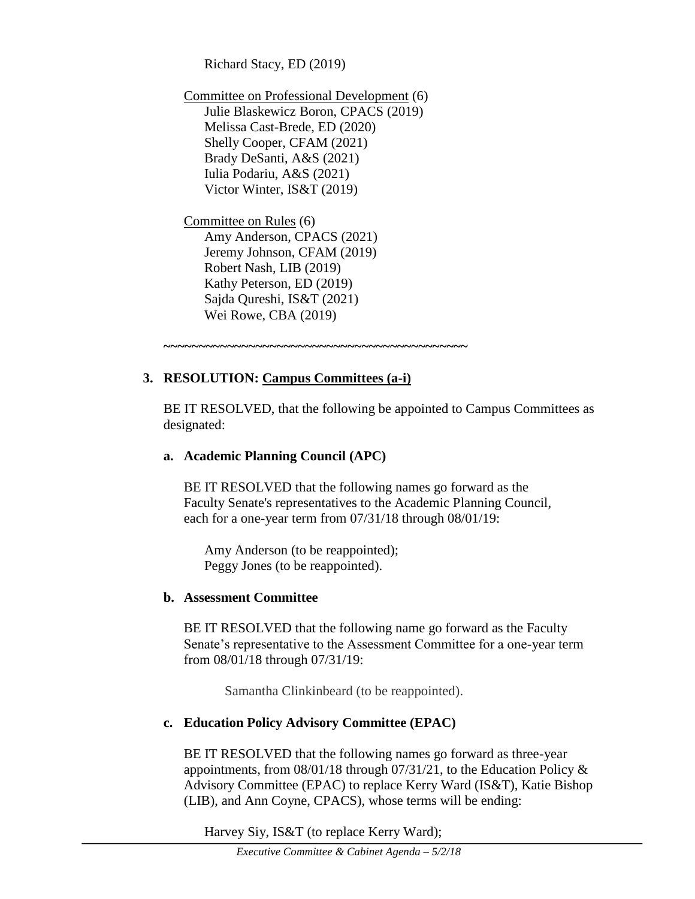Richard Stacy, ED (2019)

Committee on Professional Development (6)
Julie Blaskewicz Boron, CPACS (2019)
Melissa Cast-Brede, ED (2020)
Shelly Cooper, CFAM (2021)
Brady DeSanti, A&S (2021)
Iulia Podariu, A&S (2021)
Victor Winter, IS&T (2019)

Committee on Rules (6)
Amy Anderson, CPACS (2021)
Jeremy Johnson, CFAM (2019)
Robert Nash, LIB (2019)
Kathy Peterson, ED (2019)
Sajda Qureshi, IS&T (2021)
Wei Rowe, CBA (2019)

~~~~~~~~~~~~~~~~~~~~~~~~~~~~~~~~~~~~~~~~~~~~

**3. RESOLUTION: Campus Committees (a-i)**

BE IT RESOLVED, that the following be appointed to Campus Committees as designated:

**a. Academic Planning Council (APC)**

BE IT RESOLVED that the following names go forward as the Faculty Senate's representatives to the Academic Planning Council, each for a one-year term from 07/31/18 through 08/01/19:

Amy Anderson (to be reappointed);
Peggy Jones (to be reappointed).

**b. Assessment Committee**

BE IT RESOLVED that the following name go forward as the Faculty Senate's representative to the Assessment Committee for a one-year term from 08/01/18 through 07/31/19:

Samantha Clinkinbeard (to be reappointed).

**c. Education Policy Advisory Committee (EPAC)**

BE IT RESOLVED that the following names go forward as three-year appointments, from 08/01/18 through 07/31/21, to the Education Policy & Advisory Committee (EPAC) to replace Kerry Ward (IS&T), Katie Bishop (LIB), and Ann Coyne, CPACS), whose terms will be ending:

Harvey Siy, IS&T (to replace Kerry Ward);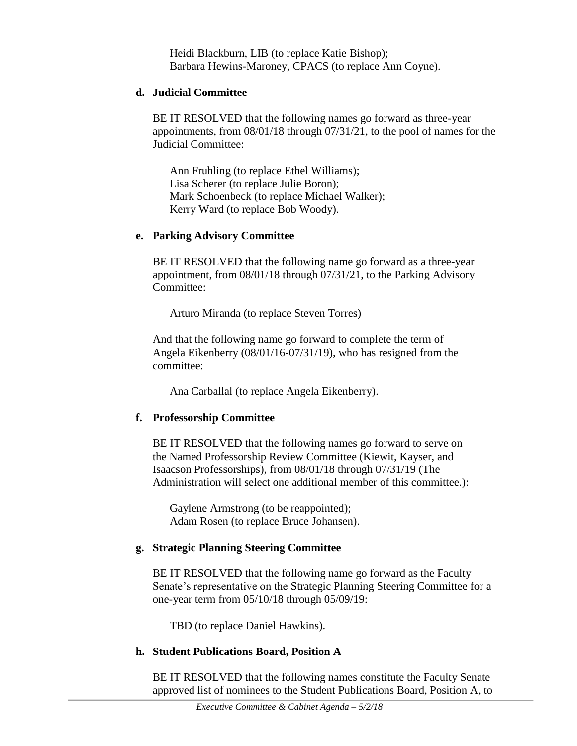Heidi Blackburn, LIB (to replace Katie Bishop);
Barbara Hewins-Maroney, CPACS (to replace Ann Coyne).

**d. Judicial Committee**

BE IT RESOLVED that the following names go forward as three-year appointments, from 08/01/18 through 07/31/21, to the pool of names for the Judicial Committee:

Ann Fruhling (to replace Ethel Williams);
Lisa Scherer (to replace Julie Boron);
Mark Schoenbeck (to replace Michael Walker);
Kerry Ward (to replace Bob Woody).

**e. Parking Advisory Committee**

BE IT RESOLVED that the following name go forward as a three-year appointment, from 08/01/18 through 07/31/21, to the Parking Advisory Committee:

Arturo Miranda (to replace Steven Torres)

And that the following name go forward to complete the term of Angela Eikenberry (08/01/16-07/31/19), who has resigned from the committee:

Ana Carballal (to replace Angela Eikenberry).

**f. Professorship Committee**

BE IT RESOLVED that the following names go forward to serve on the Named Professorship Review Committee (Kiewit, Kayser, and Isaacson Professorships), from 08/01/18 through 07/31/19 (The Administration will select one additional member of this committee.):

Gaylene Armstrong (to be reappointed);
Adam Rosen (to replace Bruce Johansen).

**g. Strategic Planning Steering Committee**

BE IT RESOLVED that the following name go forward as the Faculty Senate's representative on the Strategic Planning Steering Committee for a one-year term from 05/10/18 through 05/09/19:

TBD (to replace Daniel Hawkins).

**h. Student Publications Board, Position A**

BE IT RESOLVED that the following names constitute the Faculty Senate approved list of nominees to the Student Publications Board, Position A, to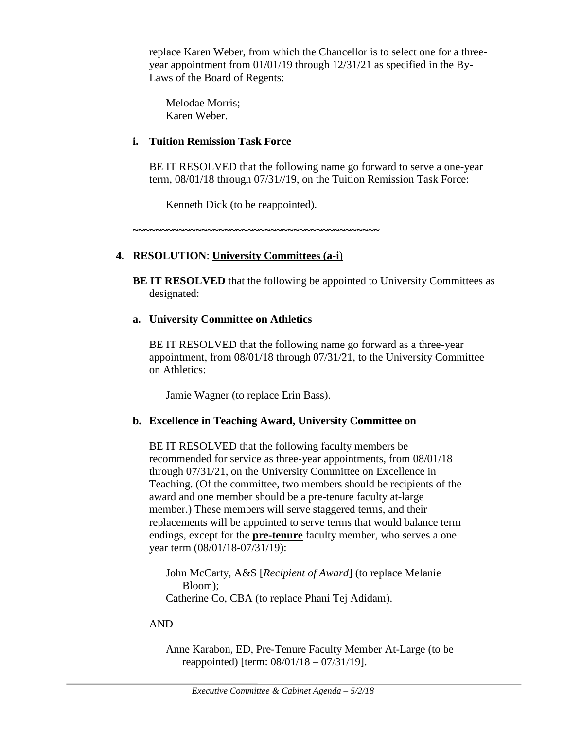replace Karen Weber, from which the Chancellor is to select one for a three-year appointment from 01/01/19 through 12/31/21 as specified in the By-Laws of the Board of Regents:

Melodae Morris;
Karen Weber.

**i. Tuition Remission Task Force**

BE IT RESOLVED that the following name go forward to serve a one-year term, 08/01/18 through 07/31//19, on the Tuition Remission Task Force:

Kenneth Dick (to be reappointed).

~~~~~~~~~~~~~~~~~~~~~~~~~~~~~~~~~~~~~~~~~~~~~

**4. RESOLUTION**: **University Committees (a-i)**

**BE IT RESOLVED** that the following be appointed to University Committees as designated:

**a. University Committee on Athletics**

BE IT RESOLVED that the following name go forward as a three-year appointment, from 08/01/18 through 07/31/21, to the University Committee on Athletics:

Jamie Wagner (to replace Erin Bass).

**b. Excellence in Teaching Award, University Committee on**

BE IT RESOLVED that the following faculty members be recommended for service as three-year appointments, from 08/01/18 through 07/31/21, on the University Committee on Excellence in Teaching. (Of the committee, two members should be recipients of the award and one member should be a pre-tenure faculty at-large member.) These members will serve staggered terms, and their replacements will be appointed to serve terms that would balance term endings, except for the **pre-tenure** faculty member, who serves a one year term (08/01/18-07/31/19):

John McCarty, A&S [*Recipient of Award*] (to replace Melanie Bloom);
Catherine Co, CBA (to replace Phani Tej Adidam).

AND

Anne Karabon, ED, Pre-Tenure Faculty Member At-Large (to be reappointed) [term: 08/01/18 – 07/31/19].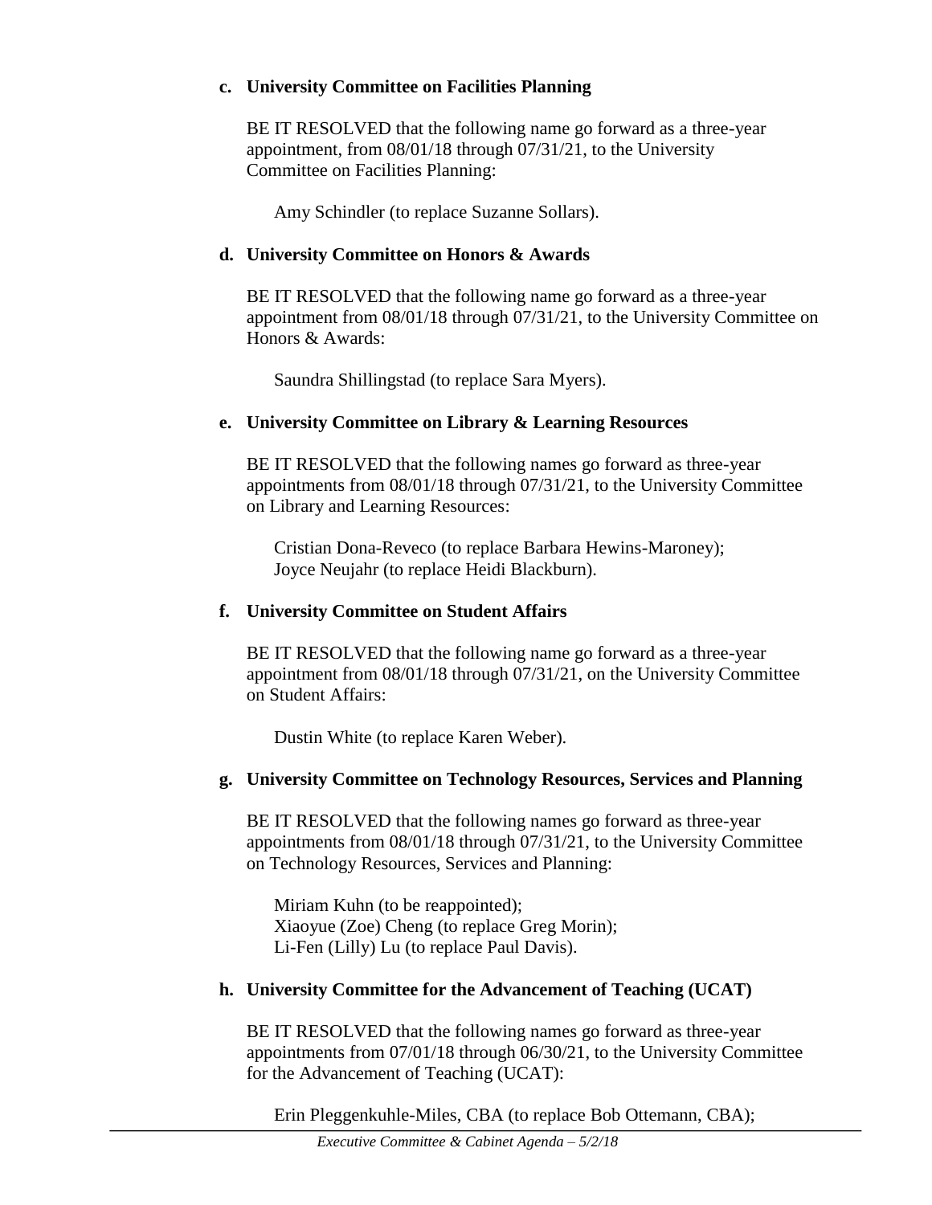**c. University Committee on Facilities Planning**

BE IT RESOLVED that the following name go forward as a three-year appointment, from 08/01/18 through 07/31/21, to the University Committee on Facilities Planning:

Amy Schindler (to replace Suzanne Sollars).

**d. University Committee on Honors & Awards**

BE IT RESOLVED that the following name go forward as a three-year appointment from 08/01/18 through 07/31/21, to the University Committee on Honors & Awards:

Saundra Shillingstad (to replace Sara Myers).

**e. University Committee on Library & Learning Resources**

BE IT RESOLVED that the following names go forward as three-year appointments from 08/01/18 through 07/31/21, to the University Committee on Library and Learning Resources:

Cristian Dona-Reveco (to replace Barbara Hewins-Maroney);
Joyce Neujahr (to replace Heidi Blackburn).

**f. University Committee on Student Affairs**

BE IT RESOLVED that the following name go forward as a three-year appointment from 08/01/18 through 07/31/21, on the University Committee on Student Affairs:

Dustin White (to replace Karen Weber).

**g. University Committee on Technology Resources, Services and Planning**

BE IT RESOLVED that the following names go forward as three-year appointments from 08/01/18 through 07/31/21, to the University Committee on Technology Resources, Services and Planning:

Miriam Kuhn (to be reappointed);
Xiaoyue (Zoe) Cheng (to replace Greg Morin);
Li-Fen (Lilly) Lu (to replace Paul Davis).

**h. University Committee for the Advancement of Teaching (UCAT)**

BE IT RESOLVED that the following names go forward as three-year appointments from 07/01/18 through 06/30/21, to the University Committee for the Advancement of Teaching (UCAT):

Erin Pleggenkuhle-Miles, CBA (to replace Bob Ottemann, CBA);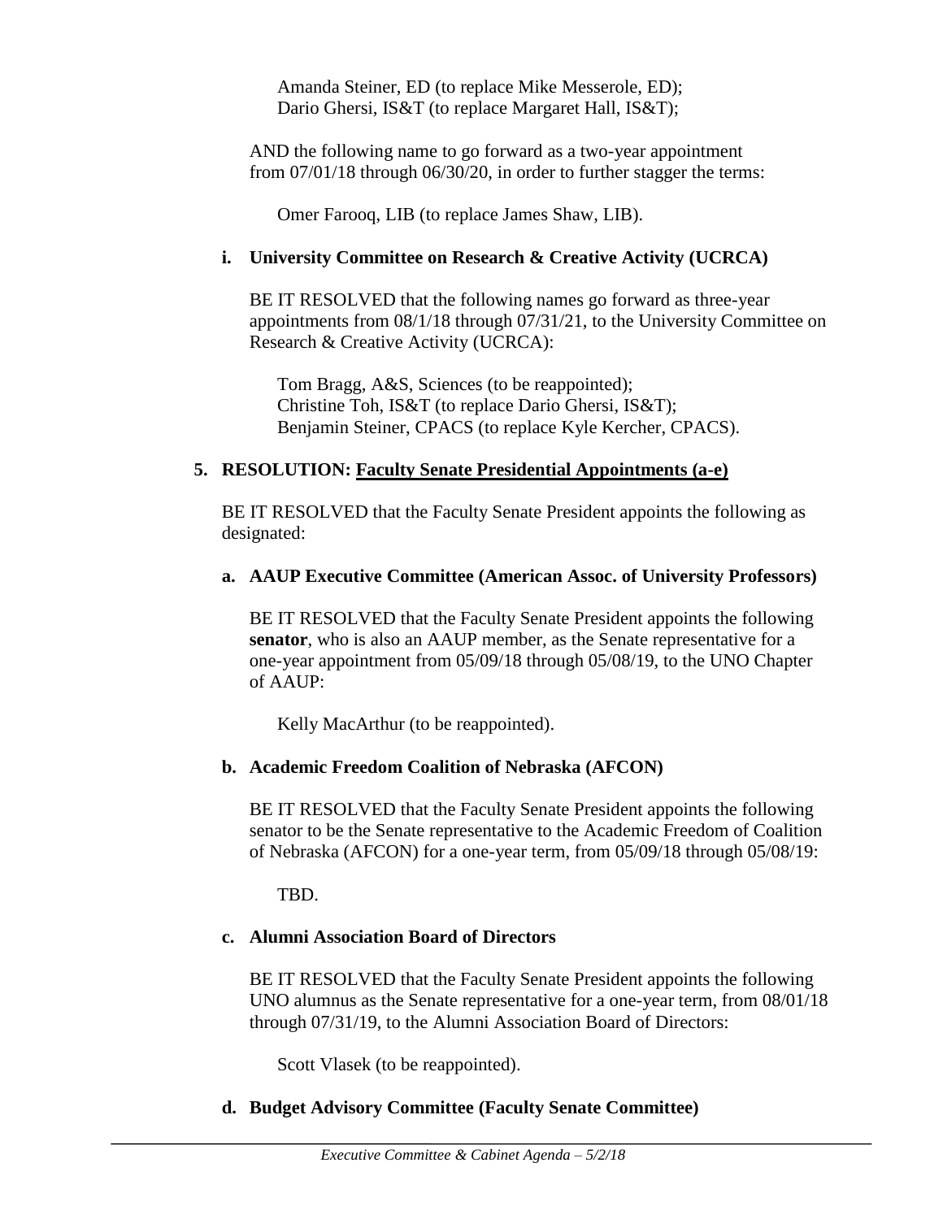Amanda Steiner, ED (to replace Mike Messerole, ED);
Dario Ghersi, IS&T (to replace Margaret Hall, IS&T);

AND the following name to go forward as a two-year appointment from 07/01/18 through 06/30/20, in order to further stagger the terms:

Omer Farooq, LIB (to replace James Shaw, LIB).

**i. University Committee on Research & Creative Activity (UCRCA)**

BE IT RESOLVED that the following names go forward as three-year appointments from 08/1/18 through 07/31/21, to the University Committee on Research & Creative Activity (UCRCA):

Tom Bragg, A&S, Sciences (to be reappointed);
Christine Toh, IS&T (to replace Dario Ghersi, IS&T);
Benjamin Steiner, CPACS (to replace Kyle Kercher, CPACS).

**5. RESOLUTION: Faculty Senate Presidential Appointments (a-e)**

BE IT RESOLVED that the Faculty Senate President appoints the following as designated:

**a. AAUP Executive Committee (American Assoc. of University Professors)**

BE IT RESOLVED that the Faculty Senate President appoints the following **senator**, who is also an AAUP member, as the Senate representative for a one-year appointment from 05/09/18 through 05/08/19, to the UNO Chapter of AAUP:

Kelly MacArthur (to be reappointed).

**b. Academic Freedom Coalition of Nebraska (AFCON)**

BE IT RESOLVED that the Faculty Senate President appoints the following senator to be the Senate representative to the Academic Freedom of Coalition of Nebraska (AFCON) for a one-year term, from 05/09/18 through 05/08/19:

TBD.

**c. Alumni Association Board of Directors**

BE IT RESOLVED that the Faculty Senate President appoints the following UNO alumnus as the Senate representative for a one-year term, from 08/01/18 through 07/31/19, to the Alumni Association Board of Directors:

Scott Vlasek (to be reappointed).

**d. Budget Advisory Committee (Faculty Senate Committee)**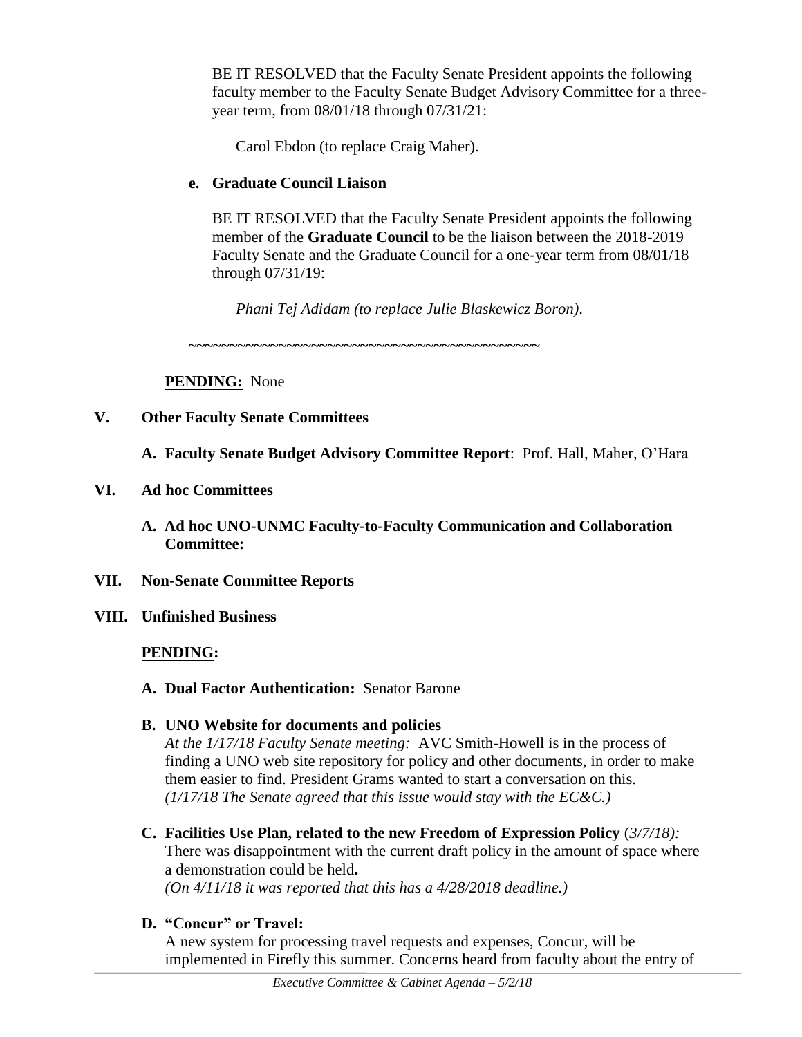BE IT RESOLVED that the Faculty Senate President appoints the following faculty member to the Faculty Senate Budget Advisory Committee for a three-year term, from 08/01/18 through 07/31/21:

Carol Ebdon (to replace Craig Maher).

**e. Graduate Council Liaison**

BE IT RESOLVED that the Faculty Senate President appoints the following member of the **Graduate Council** to be the liaison between the 2018-2019 Faculty Senate and the Graduate Council for a one-year term from 08/01/18 through 07/31/19:

*Phani Tej Adidam (to replace Julie Blaskewicz Boron).*

~~~~~~~~~~~~~~~~~~~~~~~~~~~~~~~~~~~~~~~~~~~~~~

**PENDING:** None

**V. Other Faculty Senate Committees**

**A. Faculty Senate Budget Advisory Committee Report**: Prof. Hall, Maher, O'Hara

**VI. Ad hoc Committees**

**A. Ad hoc UNO-UNMC Faculty-to-Faculty Communication and Collaboration Committee:**

**VII. Non-Senate Committee Reports**

**VIII. Unfinished Business**

**PENDING:**

**A. Dual Factor Authentication:** Senator Barone

**B. UNO Website for documents and policies**

*At the 1/17/18 Faculty Senate meeting:* AVC Smith-Howell is in the process of finding a UNO web site repository for policy and other documents, in order to make them easier to find. President Grams wanted to start a conversation on this. *(1/17/18 The Senate agreed that this issue would stay with the EC&C.)*

**C. Facilities Use Plan, related to the new Freedom of Expression Policy** (*3/7/18):* There was disappointment with the current draft policy in the amount of space where a demonstration could be held**.** *(On 4/11/18 it was reported that this has a 4/28/2018 deadline.)*

**D. "Concur" or Travel:**

A new system for processing travel requests and expenses, Concur, will be implemented in Firefly this summer. Concerns heard from faculty about the entry of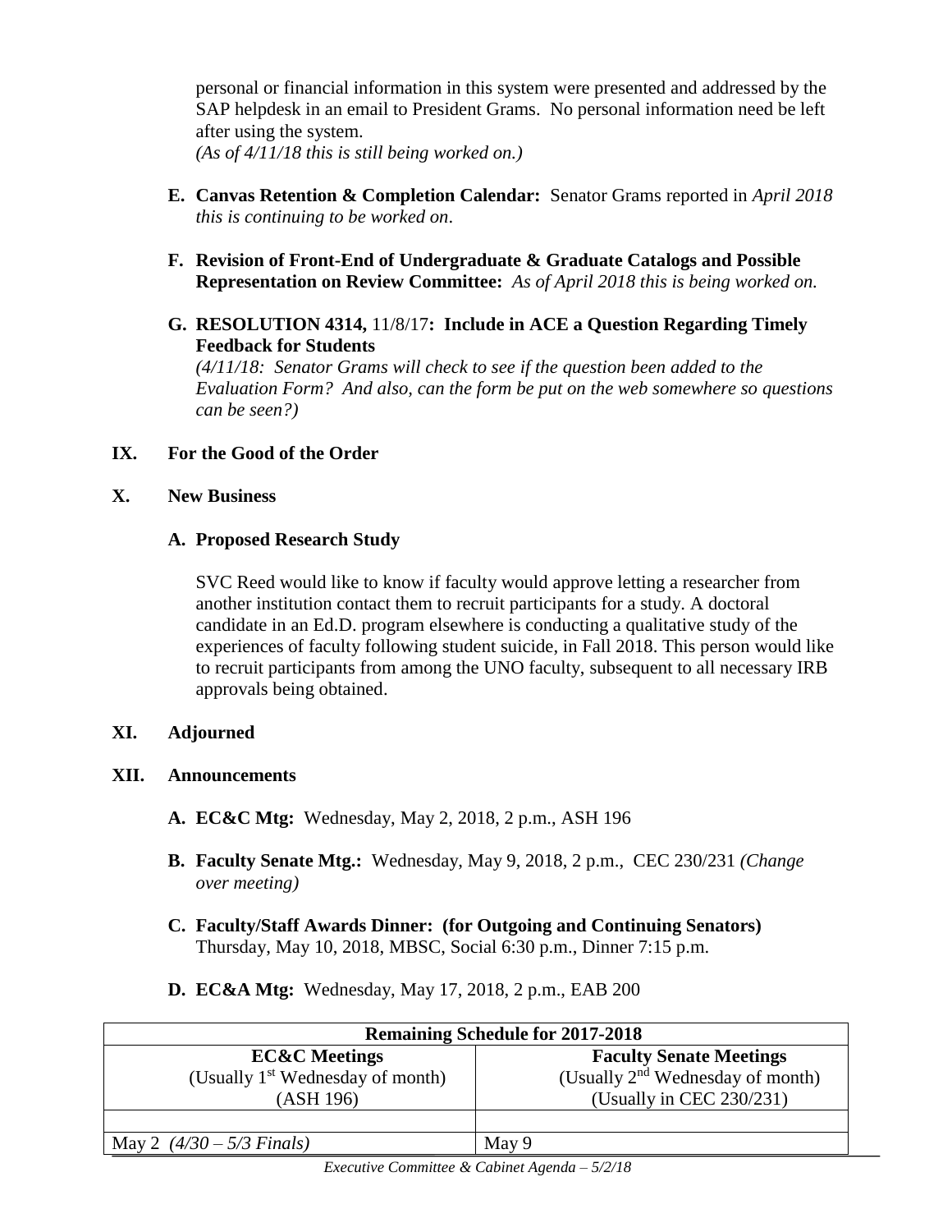personal or financial information in this system were presented and addressed by the SAP helpdesk in an email to President Grams. No personal information need be left after using the system.
*(As of 4/11/18 this is still being worked on.)*

**E. Canvas Retention & Completion Calendar:** Senator Grams reported in *April 2018 this is continuing to be worked on*.

**F. Revision of Front-End of Undergraduate & Graduate Catalogs and Possible Representation on Review Committee:** *As of April 2018 this is being worked on.*

**G. RESOLUTION 4314,** 11/8/17**: Include in ACE a Question Regarding Timely Feedback for Students**
*(4/11/18: Senator Grams will check to see if the question been added to the Evaluation Form? And also, can the form be put on the web somewhere so questions can be seen?)*

## IX. For the Good of the Order

## X. New Business

### A. Proposed Research Study

SVC Reed would like to know if faculty would approve letting a researcher from another institution contact them to recruit participants for a study. A doctoral candidate in an Ed.D. program elsewhere is conducting a qualitative study of the experiences of faculty following student suicide, in Fall 2018. This person would like to recruit participants from among the UNO faculty, subsequent to all necessary IRB approvals being obtained.

## XI. Adjourned

## XII. Announcements

**A. EC&C Mtg:** Wednesday, May 2, 2018, 2 p.m., ASH 196

**B. Faculty Senate Mtg.:** Wednesday, May 9, 2018, 2 p.m., CEC 230/231 *(Change over meeting)*

**C. Faculty/Staff Awards Dinner: (for Outgoing and Continuing Senators)** Thursday, May 10, 2018, MBSC, Social 6:30 p.m., Dinner 7:15 p.m.

**D. EC&A Mtg:** Wednesday, May 17, 2018, 2 p.m., EAB 200

| **Remaining Schedule for 2017-2018** | |
|---|---|
| **EC&C Meetings**<br>(Usually 1st Wednesday of month)<br>(ASH 196) | **Faculty Senate Meetings**<br>(Usually 2nd Wednesday of month)<br>(Usually in CEC 230/231) |
| | |
| May 2 *(4/30 – 5/3 Finals)* | May 9 |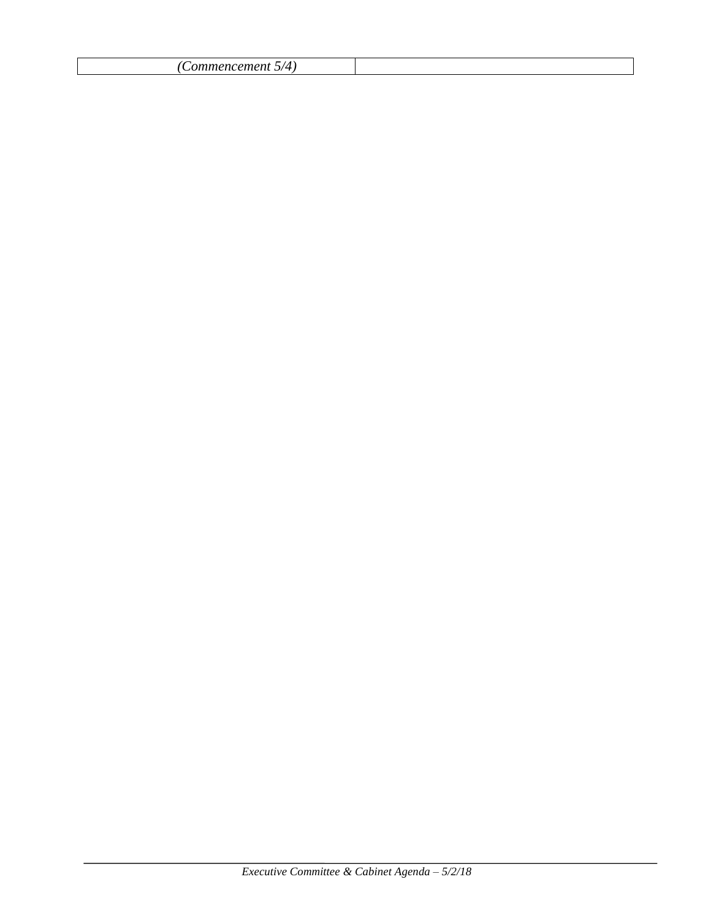| | |
|---|---|
| *(Commencement 5/4)* | |